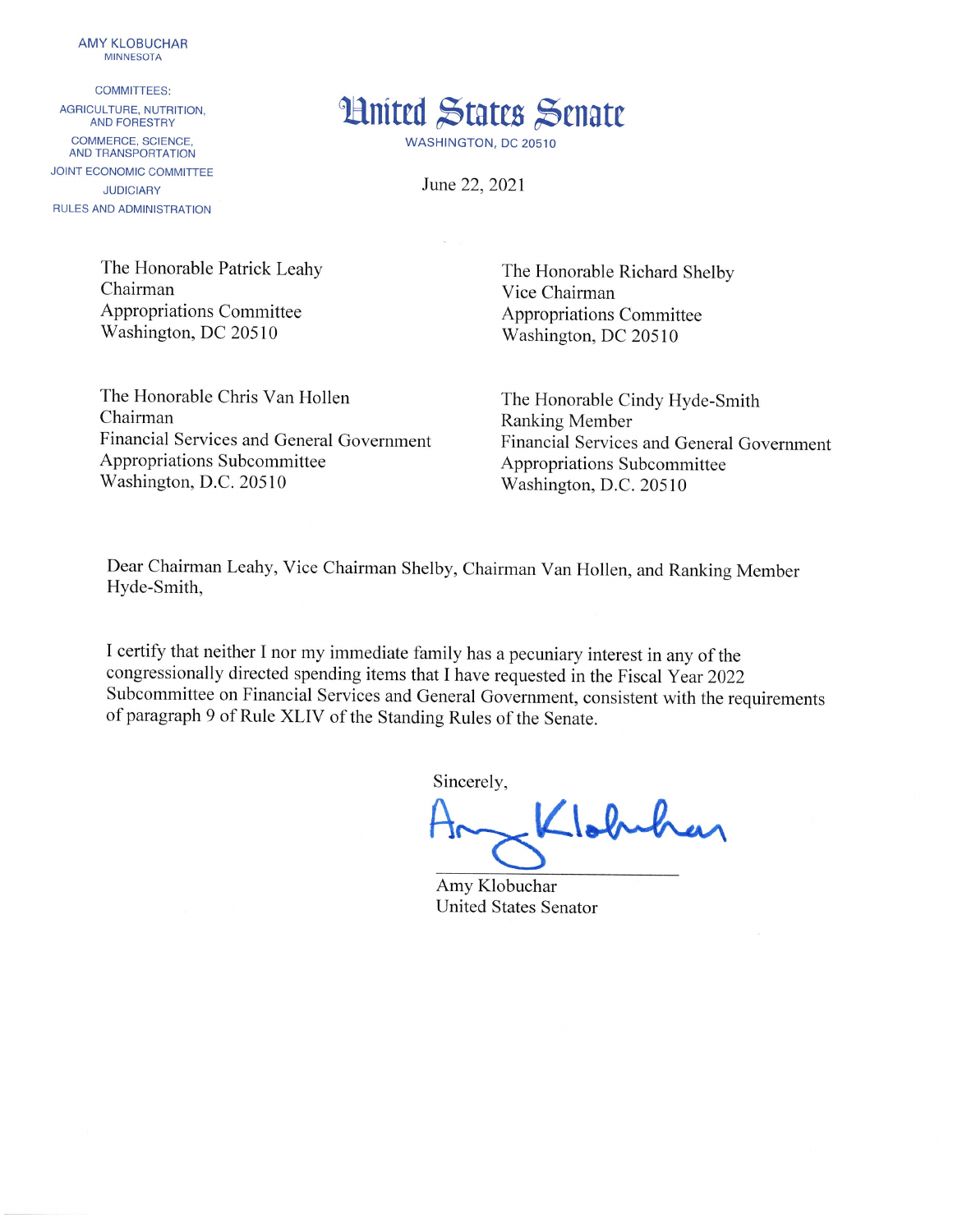AMY KLOBUCHAR
MINNESOTA

COMMITTEES:
AGRICULTURE, NUTRITION, AND FORESTRY
COMMERCE, SCIENCE, AND TRANSPORTATION
JOINT ECONOMIC COMMITTEE
JUDICIARY
RULES AND ADMINISTRATION

# United States Senate

WASHINGTON, DC 20510

June 22, 2021

The Honorable Patrick Leahy
Chairman
Appropriations Committee
Washington, DC 20510

The Honorable Richard Shelby
Vice Chairman
Appropriations Committee
Washington, DC 20510

The Honorable Chris Van Hollen
Chairman
Financial Services and General Government Appropriations Subcommittee
Washington, D.C. 20510

The Honorable Cindy Hyde-Smith
Ranking Member
Financial Services and General Government Appropriations Subcommittee
Washington, D.C. 20510

Dear Chairman Leahy, Vice Chairman Shelby, Chairman Van Hollen, and Ranking Member Hyde-Smith,

I certify that neither I nor my immediate family has a pecuniary interest in any of the congressionally directed spending items that I have requested in the Fiscal Year 2022 Subcommittee on Financial Services and General Government, consistent with the requirements of paragraph 9 of Rule XLIV of the Standing Rules of the Senate.

Sincerely,

Amy Klobuchar

Amy Klobuchar
United States Senator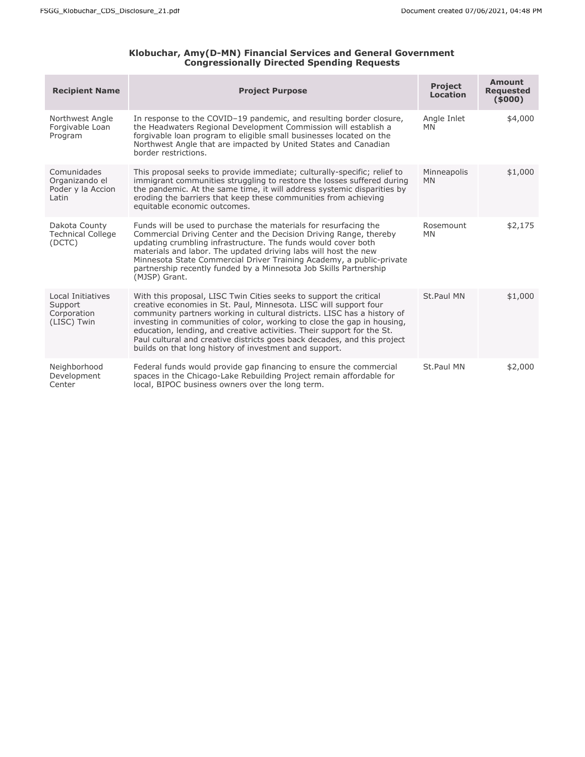**Klobuchar, Amy(D-MN) Financial Services and General Government Congressionally Directed Spending Requests**

| Recipient Name | Project Purpose | Project Location | Amount Requested ($000) |
|---|---|---|---|
| Northwest Angle Forgivable Loan Program | In response to the COVID–19 pandemic, and resulting border closure, the Headwaters Regional Development Commission will establish a forgivable loan program to eligible small businesses located on the Northwest Angle that are impacted by United States and Canadian border restrictions. | Angle Inlet MN | $4,000 |
| Comunidades Organizando el Poder y la Accion Latin | This proposal seeks to provide immediate; culturally-specific; relief to immigrant communities struggling to restore the losses suffered during the pandemic. At the same time, it will address systemic disparities by eroding the barriers that keep these communities from achieving equitable economic outcomes. | Minneapolis MN | $1,000 |
| Dakota County Technical College (DCTC) | Funds will be used to purchase the materials for resurfacing the Commercial Driving Center and the Decision Driving Range, thereby updating crumbling infrastructure. The funds would cover both materials and labor. The updated driving labs will host the new Minnesota State Commercial Driver Training Academy, a public-private partnership recently funded by a Minnesota Job Skills Partnership (MJSP) Grant. | Rosemount MN | $2,175 |
| Local Initiatives Support Corporation (LISC) Twin | With this proposal, LISC Twin Cities seeks to support the critical creative economies in St. Paul, Minnesota. LISC will support four community partners working in cultural districts. LISC has a history of investing in communities of color, working to close the gap in housing, education, lending, and creative activities. Their support for the St. Paul cultural and creative districts goes back decades, and this project builds on that long history of investment and support. | St.Paul MN | $1,000 |
| Neighborhood Development Center | Federal funds would provide gap financing to ensure the commercial spaces in the Chicago-Lake Rebuilding Project remain affordable for local, BIPOC business owners over the long term. | St.Paul MN | $2,000 |